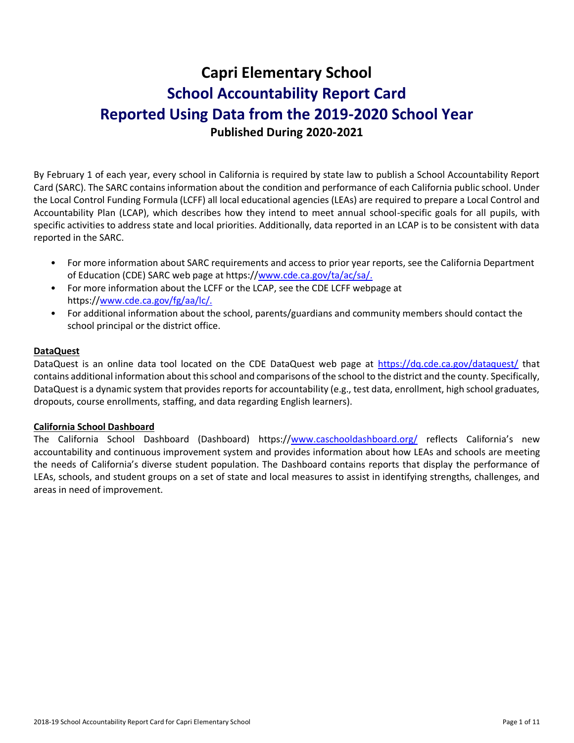# Capri Elementary School

## School Accountability Report Card

## Reported Using Data from the 2019-2020 School Year

### Published During 2020-2021

By February 1 of each year, every school in California is required by state law to publish a School Accountability Report Card (SARC). The SARC contains information about the condition and performance of each California public school. Under the Local Control Funding Formula (LCFF) all local educational agencies (LEAs) are required to prepare a Local Control and Accountability Plan (LCAP), which describes how they intend to meet annual school-specific goals for all pupils, with specific activities to address state and local priorities. Additionally, data reported in an LCAP is to be consistent with data reported in the SARC.

- For more information about SARC requirements and access to prior year reports, see the California Department of Education (CDE) SARC web page at https://www.cde.ca.gov/ta/ac/sa/.
- For more information about the LCFF or the LCAP, see the CDE LCFF webpage at https://www.cde.ca.gov/fg/aa/lc/.
- For additional information about the school, parents/guardians and community members should contact the school principal or the district office.

**DataQuest**

DataQuest is an online data tool located on the CDE DataQuest web page at https://dq.cde.ca.gov/dataquest/ that contains additional information about this school and comparisons of the school to the district and the county. Specifically, DataQuest is a dynamic system that provides reports for accountability (e.g., test data, enrollment, high school graduates, dropouts, course enrollments, staffing, and data regarding English learners).

**California School Dashboard**

The California School Dashboard (Dashboard) https://www.caschooldashboard.org/ reflects California's new accountability and continuous improvement system and provides information about how LEAs and schools are meeting the needs of California's diverse student population. The Dashboard contains reports that display the performance of LEAs, schools, and student groups on a set of state and local measures to assist in identifying strengths, challenges, and areas in need of improvement.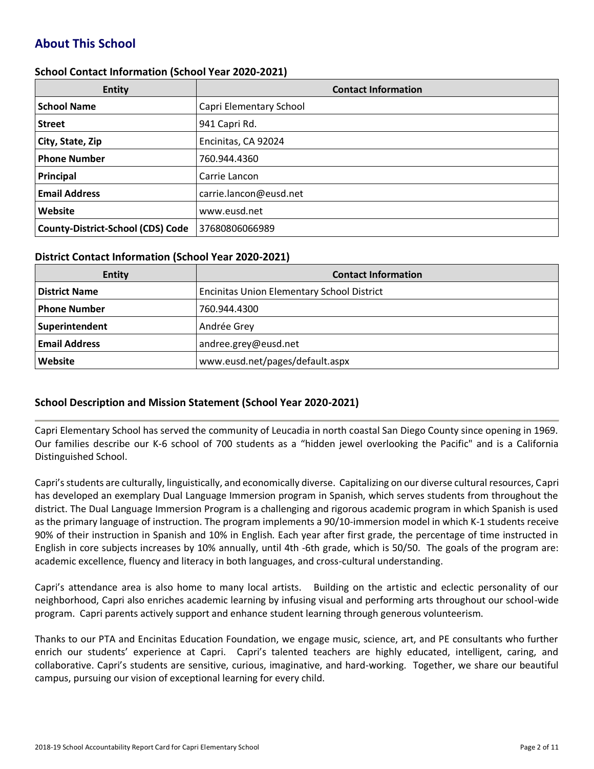## About This School

### School Contact Information (School Year 2020-2021)

| Entity | Contact Information |
|---|---|
| **School Name** | Capri Elementary School |
| **Street** | 941 Capri Rd. |
| **City, State, Zip** | Encinitas, CA 92024 |
| **Phone Number** | 760.944.4360 |
| **Principal** | Carrie Lancon |
| **Email Address** | carrie.lancon@eusd.net |
| **Website** | www.eusd.net |
| **County-District-School (CDS) Code** | 37680806066989 |

### District Contact Information (School Year 2020-2021)

| Entity | Contact Information |
|---|---|
| **District Name** | Encinitas Union Elementary School District |
| **Phone Number** | 760.944.4300 |
| **Superintendent** | Andrée Grey |
| **Email Address** | andree.grey@eusd.net |
| **Website** | www.eusd.net/pages/default.aspx |

### School Description and Mission Statement (School Year 2020-2021)

Capri Elementary School has served the community of Leucadia in north coastal San Diego County since opening in 1969. Our families describe our K-6 school of 700 students as a "hidden jewel overlooking the Pacific" and is a California Distinguished School.

Capri's students are culturally, linguistically, and economically diverse. Capitalizing on our diverse cultural resources, Capri has developed an exemplary Dual Language Immersion program in Spanish, which serves students from throughout the district. The Dual Language Immersion Program is a challenging and rigorous academic program in which Spanish is used as the primary language of instruction. The program implements a 90/10-immersion model in which K-1 students receive 90% of their instruction in Spanish and 10% in English. Each year after first grade, the percentage of time instructed in English in core subjects increases by 10% annually, until 4th -6th grade, which is 50/50. The goals of the program are: academic excellence, fluency and literacy in both languages, and cross-cultural understanding.

Capri's attendance area is also home to many local artists. Building on the artistic and eclectic personality of our neighborhood, Capri also enriches academic learning by infusing visual and performing arts throughout our school-wide program. Capri parents actively support and enhance student learning through generous volunteerism.

Thanks to our PTA and Encinitas Education Foundation, we engage music, science, art, and PE consultants who further enrich our students' experience at Capri. Capri's talented teachers are highly educated, intelligent, caring, and collaborative. Capri's students are sensitive, curious, imaginative, and hard-working. Together, we share our beautiful campus, pursuing our vision of exceptional learning for every child.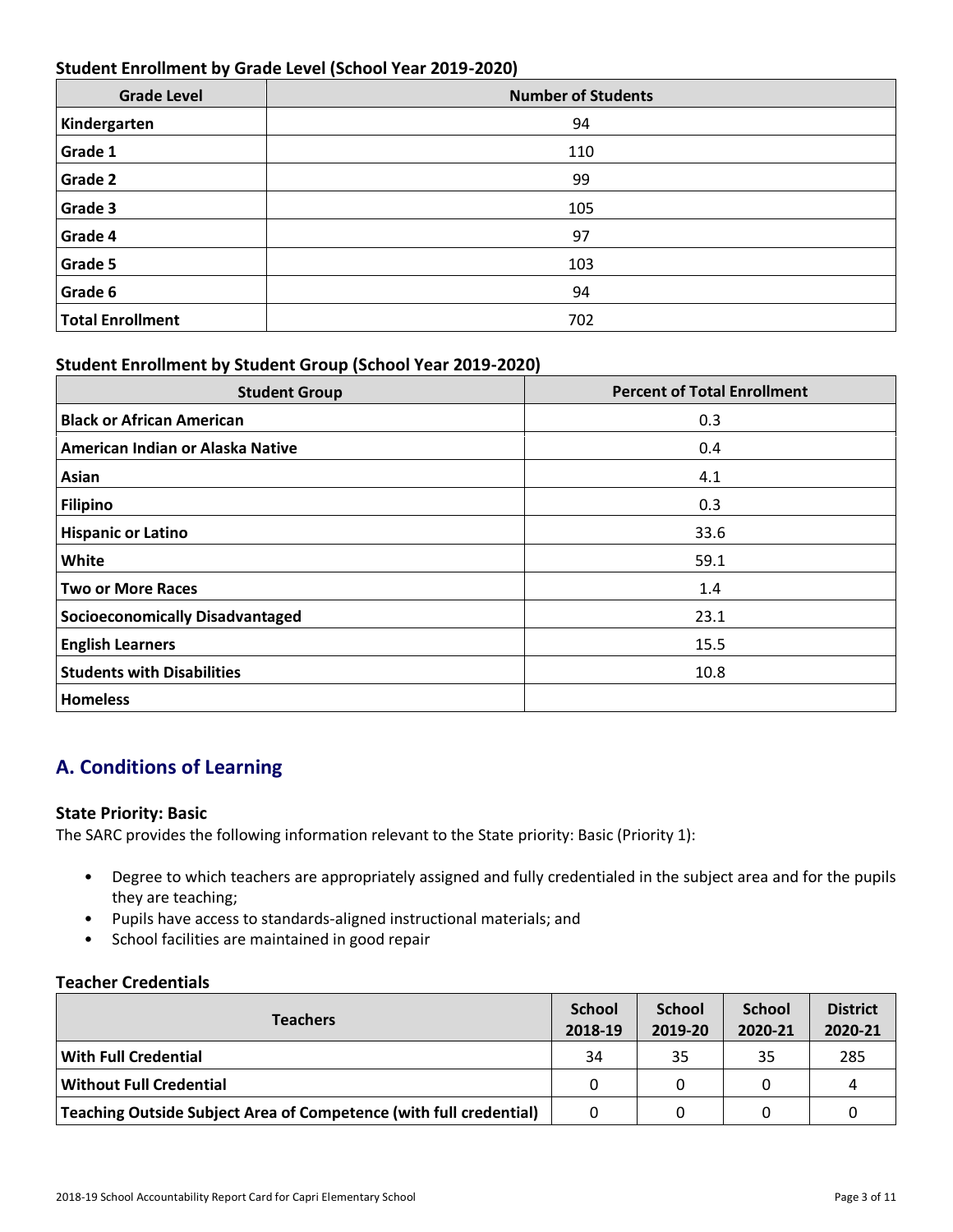### Student Enrollment by Grade Level (School Year 2019-2020)

| Grade Level | Number of Students |
|---|---|
| **Kindergarten** | 94 |
| **Grade 1** | 110 |
| **Grade 2** | 99 |
| **Grade 3** | 105 |
| **Grade 4** | 97 |
| **Grade 5** | 103 |
| **Grade 6** | 94 |
| **Total Enrollment** | 702 |

### Student Enrollment by Student Group (School Year 2019-2020)

| Student Group | Percent of Total Enrollment |
|---|---|
| **Black or African American** | 0.3 |
| **American Indian or Alaska Native** | 0.4 |
| **Asian** | 4.1 |
| **Filipino** | 0.3 |
| **Hispanic or Latino** | 33.6 |
| **White** | 59.1 |
| **Two or More Races** | 1.4 |
| **Socioeconomically Disadvantaged** | 23.1 |
| **English Learners** | 15.5 |
| **Students with Disabilities** | 10.8 |
| **Homeless** | |

## A. Conditions of Learning

### State Priority: Basic

The SARC provides the following information relevant to the State priority: Basic (Priority 1):

- Degree to which teachers are appropriately assigned and fully credentialed in the subject area and for the pupils they are teaching;
- Pupils have access to standards-aligned instructional materials; and
- School facilities are maintained in good repair

### Teacher Credentials

| Teachers | School 2018-19 | School 2019-20 | School 2020-21 | District 2020-21 |
|---|---|---|---|---|
| **With Full Credential** | 34 | 35 | 35 | 285 |
| **Without Full Credential** | 0 | 0 | 0 | 4 |
| **Teaching Outside Subject Area of Competence (with full credential)** | 0 | 0 | 0 | 0 |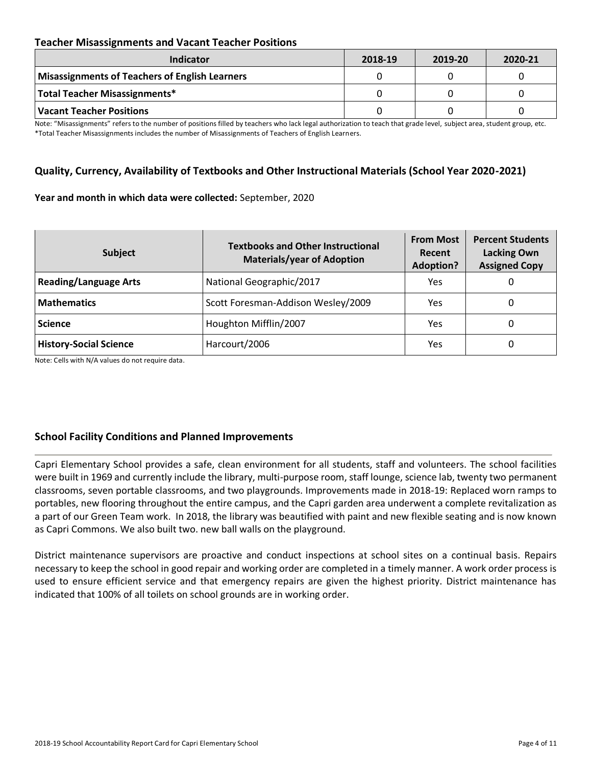### Teacher Misassignments and Vacant Teacher Positions

| Indicator | 2018-19 | 2019-20 | 2020-21 |
| --- | --- | --- | --- |
| **Misassignments of Teachers of English Learners** | 0 | 0 | 0 |
| **Total Teacher Misassignments*** | 0 | 0 | 0 |
| **Vacant Teacher Positions** | 0 | 0 | 0 |

Note: "Misassignments" refers to the number of positions filled by teachers who lack legal authorization to teach that grade level, subject area, student group, etc.
*Total Teacher Misassignments includes the number of Misassignments of Teachers of English Learners.

### Quality, Currency, Availability of Textbooks and Other Instructional Materials (School Year 2020-2021)

**Year and month in which data were collected:** September, 2020

| Subject | Textbooks and Other Instructional Materials/year of Adoption | From Most Recent Adoption? | Percent Students Lacking Own Assigned Copy |
| --- | --- | --- | --- |
| **Reading/Language Arts** | National Geographic/2017 | Yes | 0 |
| **Mathematics** | Scott Foresman-Addison Wesley/2009 | Yes | 0 |
| **Science** | Houghton Mifflin/2007 | Yes | 0 |
| **History-Social Science** | Harcourt/2006 | Yes | 0 |

Note: Cells with N/A values do not require data.

### School Facility Conditions and Planned Improvements

Capri Elementary School provides a safe, clean environment for all students, staff and volunteers. The school facilities were built in 1969 and currently include the library, multi-purpose room, staff lounge, science lab, twenty two permanent classrooms, seven portable classrooms, and two playgrounds. Improvements made in 2018-19: Replaced worn ramps to portables, new flooring throughout the entire campus, and the Capri garden area underwent a complete revitalization as a part of our Green Team work. In 2018, the library was beautified with paint and new flexible seating and is now known as Capri Commons. We also built two. new ball walls on the playground.

District maintenance supervisors are proactive and conduct inspections at school sites on a continual basis. Repairs necessary to keep the school in good repair and working order are completed in a timely manner. A work order process is used to ensure efficient service and that emergency repairs are given the highest priority. District maintenance has indicated that 100% of all toilets on school grounds are in working order.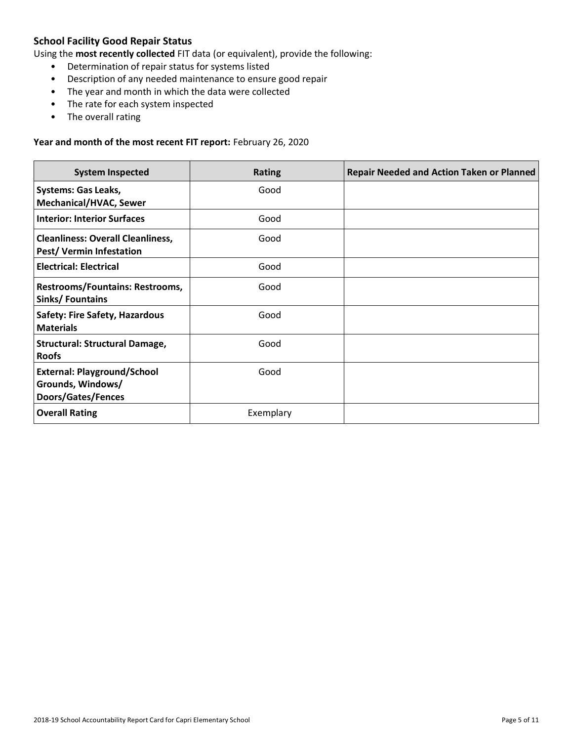### School Facility Good Repair Status

Using the **most recently collected** FIT data (or equivalent), provide the following:

- Determination of repair status for systems listed
- Description of any needed maintenance to ensure good repair
- The year and month in which the data were collected
- The rate for each system inspected
- The overall rating

**Year and month of the most recent FIT report:** February 26, 2020

| System Inspected | Rating | Repair Needed and Action Taken or Planned |
|---|---|---|
| **Systems: Gas Leaks, Mechanical/HVAC, Sewer** | Good | |
| **Interior: Interior Surfaces** | Good | |
| **Cleanliness: Overall Cleanliness, Pest/ Vermin Infestation** | Good | |
| **Electrical: Electrical** | Good | |
| **Restrooms/Fountains: Restrooms, Sinks/ Fountains** | Good | |
| **Safety: Fire Safety, Hazardous Materials** | Good | |
| **Structural: Structural Damage, Roofs** | Good | |
| **External: Playground/School Grounds, Windows/ Doors/Gates/Fences** | Good | |
| **Overall Rating** | Exemplary | |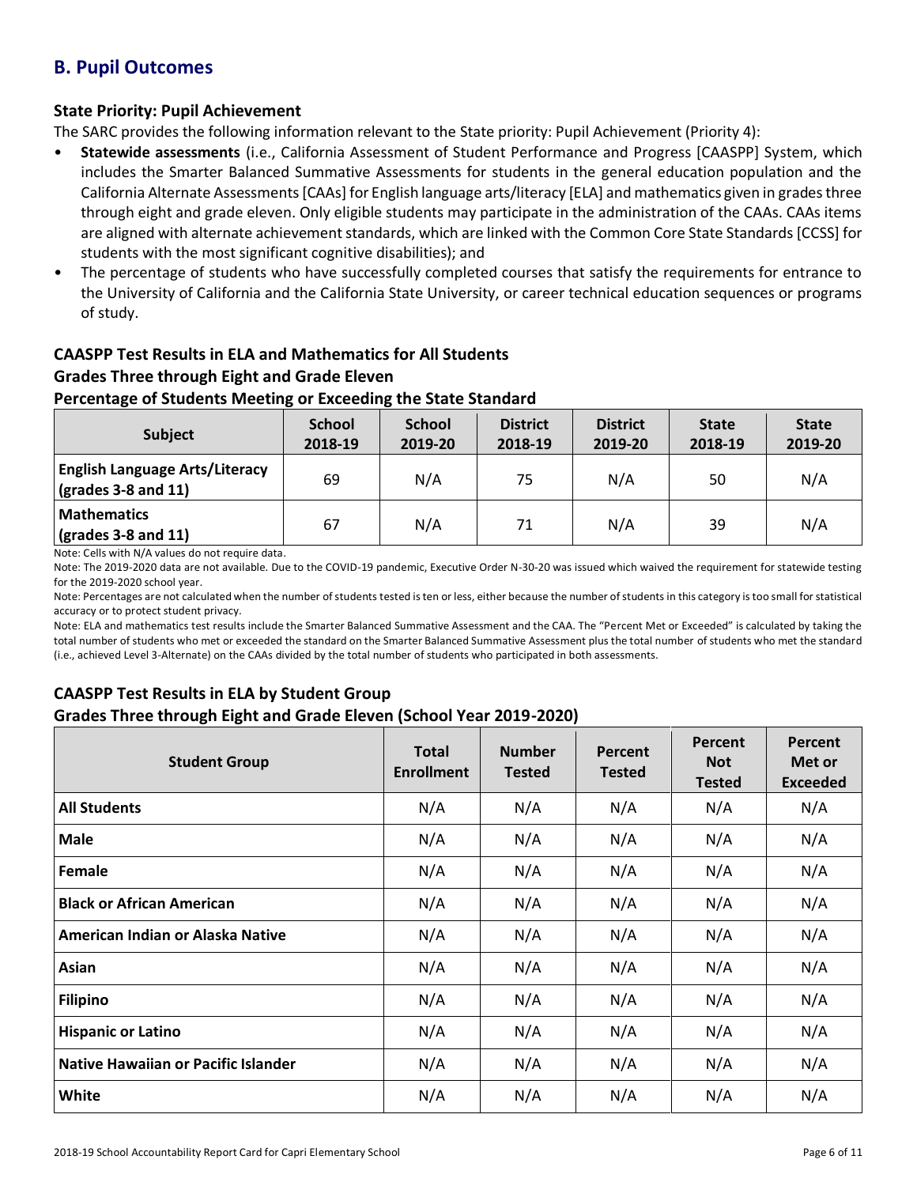## B. Pupil Outcomes

### State Priority: Pupil Achievement

The SARC provides the following information relevant to the State priority: Pupil Achievement (Priority 4):

- **Statewide assessments** (i.e., California Assessment of Student Performance and Progress [CAASPP] System, which includes the Smarter Balanced Summative Assessments for students in the general education population and the California Alternate Assessments [CAAs] for English language arts/literacy [ELA] and mathematics given in grades three through eight and grade eleven. Only eligible students may participate in the administration of the CAAs. CAAs items are aligned with alternate achievement standards, which are linked with the Common Core State Standards [CCSS] for students with the most significant cognitive disabilities); and
- The percentage of students who have successfully completed courses that satisfy the requirements for entrance to the University of California and the California State University, or career technical education sequences or programs of study.

### CAASPP Test Results in ELA and Mathematics for All Students
### Grades Three through Eight and Grade Eleven
### Percentage of Students Meeting or Exceeding the State Standard

| Subject | School 2018-19 | School 2019-20 | District 2018-19 | District 2019-20 | State 2018-19 | State 2019-20 |
|---|---|---|---|---|---|---|
| **English Language Arts/Literacy (grades 3-8 and 11)** | 69 | N/A | 75 | N/A | 50 | N/A |
| **Mathematics (grades 3-8 and 11)** | 67 | N/A | 71 | N/A | 39 | N/A |

Note: Cells with N/A values do not require data.

Note: The 2019-2020 data are not available. Due to the COVID-19 pandemic, Executive Order N-30-20 was issued which waived the requirement for statewide testing for the 2019-2020 school year.

Note: Percentages are not calculated when the number of students tested is ten or less, either because the number of students in this category is too small for statistical accuracy or to protect student privacy.

Note: ELA and mathematics test results include the Smarter Balanced Summative Assessment and the CAA. The "Percent Met or Exceeded" is calculated by taking the total number of students who met or exceeded the standard on the Smarter Balanced Summative Assessment plus the total number of students who met the standard (i.e., achieved Level 3-Alternate) on the CAAs divided by the total number of students who participated in both assessments.

### CAASPP Test Results in ELA by Student Group
### Grades Three through Eight and Grade Eleven (School Year 2019-2020)

| Student Group | Total Enrollment | Number Tested | Percent Tested | Percent Not Tested | Percent Met or Exceeded |
|---|---|---|---|---|---|
| **All Students** | N/A | N/A | N/A | N/A | N/A |
| **Male** | N/A | N/A | N/A | N/A | N/A |
| **Female** | N/A | N/A | N/A | N/A | N/A |
| **Black or African American** | N/A | N/A | N/A | N/A | N/A |
| **American Indian or Alaska Native** | N/A | N/A | N/A | N/A | N/A |
| **Asian** | N/A | N/A | N/A | N/A | N/A |
| **Filipino** | N/A | N/A | N/A | N/A | N/A |
| **Hispanic or Latino** | N/A | N/A | N/A | N/A | N/A |
| **Native Hawaiian or Pacific Islander** | N/A | N/A | N/A | N/A | N/A |
| **White** | N/A | N/A | N/A | N/A | N/A |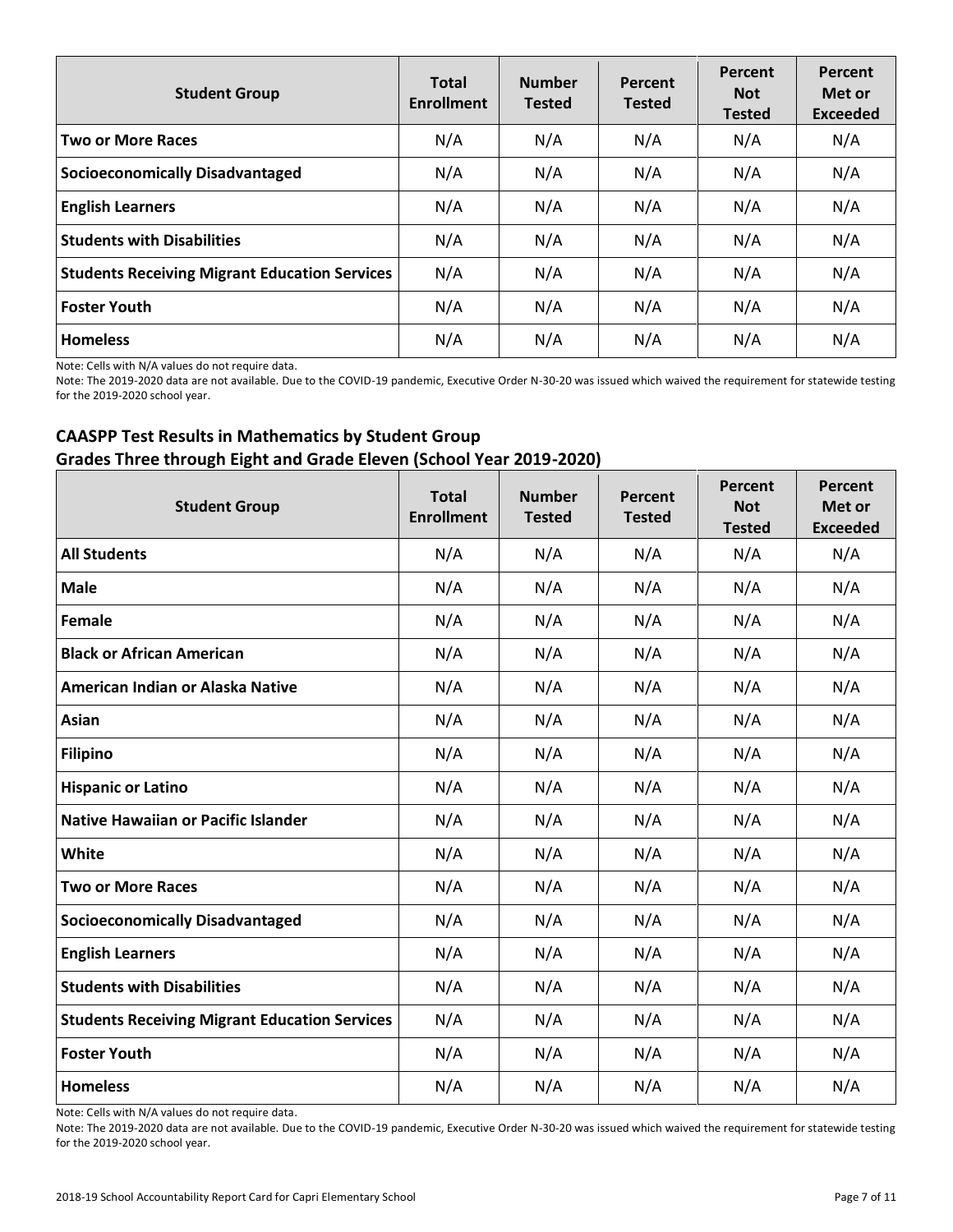| Student Group | Total Enrollment | Number Tested | Percent Tested | Percent Not Tested | Percent Met or Exceeded |
|---|---|---|---|---|---|
| **Two or More Races** | N/A | N/A | N/A | N/A | N/A |
| **Socioeconomically Disadvantaged** | N/A | N/A | N/A | N/A | N/A |
| **English Learners** | N/A | N/A | N/A | N/A | N/A |
| **Students with Disabilities** | N/A | N/A | N/A | N/A | N/A |
| **Students Receiving Migrant Education Services** | N/A | N/A | N/A | N/A | N/A |
| **Foster Youth** | N/A | N/A | N/A | N/A | N/A |
| **Homeless** | N/A | N/A | N/A | N/A | N/A |

Note: Cells with N/A values do not require data.

Note: The 2019-2020 data are not available. Due to the COVID-19 pandemic, Executive Order N-30-20 was issued which waived the requirement for statewide testing for the 2019-2020 school year.

## CAASPP Test Results in Mathematics by Student Group Grades Three through Eight and Grade Eleven (School Year 2019-2020)

| Student Group | Total Enrollment | Number Tested | Percent Tested | Percent Not Tested | Percent Met or Exceeded |
|---|---|---|---|---|---|
| **All Students** | N/A | N/A | N/A | N/A | N/A |
| **Male** | N/A | N/A | N/A | N/A | N/A |
| **Female** | N/A | N/A | N/A | N/A | N/A |
| **Black or African American** | N/A | N/A | N/A | N/A | N/A |
| **American Indian or Alaska Native** | N/A | N/A | N/A | N/A | N/A |
| **Asian** | N/A | N/A | N/A | N/A | N/A |
| **Filipino** | N/A | N/A | N/A | N/A | N/A |
| **Hispanic or Latino** | N/A | N/A | N/A | N/A | N/A |
| **Native Hawaiian or Pacific Islander** | N/A | N/A | N/A | N/A | N/A |
| **White** | N/A | N/A | N/A | N/A | N/A |
| **Two or More Races** | N/A | N/A | N/A | N/A | N/A |
| **Socioeconomically Disadvantaged** | N/A | N/A | N/A | N/A | N/A |
| **English Learners** | N/A | N/A | N/A | N/A | N/A |
| **Students with Disabilities** | N/A | N/A | N/A | N/A | N/A |
| **Students Receiving Migrant Education Services** | N/A | N/A | N/A | N/A | N/A |
| **Foster Youth** | N/A | N/A | N/A | N/A | N/A |
| **Homeless** | N/A | N/A | N/A | N/A | N/A |

Note: Cells with N/A values do not require data.

Note: The 2019-2020 data are not available. Due to the COVID-19 pandemic, Executive Order N-30-20 was issued which waived the requirement for statewide testing for the 2019-2020 school year.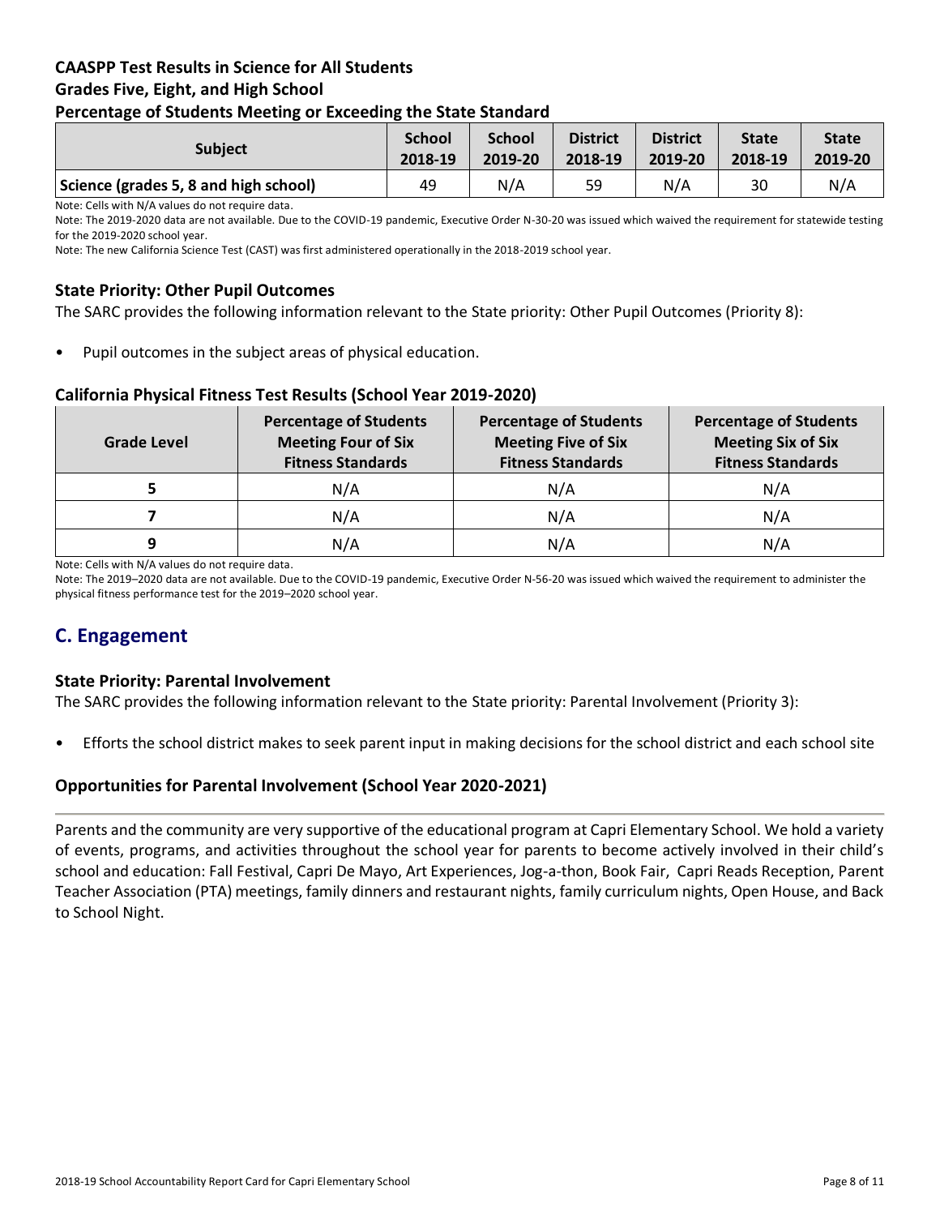### CAASPP Test Results in Science for All Students
### Grades Five, Eight, and High School
### Percentage of Students Meeting or Exceeding the State Standard

| Subject | School 2018-19 | School 2019-20 | District 2018-19 | District 2019-20 | State 2018-19 | State 2019-20 |
|---|---|---|---|---|---|---|
| Science (grades 5, 8 and high school) | 49 | N/A | 59 | N/A | 30 | N/A |

Note: Cells with N/A values do not require data.

Note: The 2019-2020 data are not available. Due to the COVID-19 pandemic, Executive Order N-30-20 was issued which waived the requirement for statewide testing for the 2019-2020 school year.

Note: The new California Science Test (CAST) was first administered operationally in the 2018-2019 school year.

### State Priority: Other Pupil Outcomes

The SARC provides the following information relevant to the State priority: Other Pupil Outcomes (Priority 8):

- Pupil outcomes in the subject areas of physical education.

### California Physical Fitness Test Results (School Year 2019-2020)

| Grade Level | Percentage of Students Meeting Four of Six Fitness Standards | Percentage of Students Meeting Five of Six Fitness Standards | Percentage of Students Meeting Six of Six Fitness Standards |
|---|---|---|---|
| 5 | N/A | N/A | N/A |
| 7 | N/A | N/A | N/A |
| 9 | N/A | N/A | N/A |

Note: Cells with N/A values do not require data.

Note: The 2019–2020 data are not available. Due to the COVID-19 pandemic, Executive Order N-56-20 was issued which waived the requirement to administer the physical fitness performance test for the 2019–2020 school year.

## C. Engagement

### State Priority: Parental Involvement

The SARC provides the following information relevant to the State priority: Parental Involvement (Priority 3):

- Efforts the school district makes to seek parent input in making decisions for the school district and each school site

### Opportunities for Parental Involvement (School Year 2020-2021)

Parents and the community are very supportive of the educational program at Capri Elementary School. We hold a variety of events, programs, and activities throughout the school year for parents to become actively involved in their child's school and education: Fall Festival, Capri De Mayo, Art Experiences, Jog-a-thon, Book Fair, Capri Reads Reception, Parent Teacher Association (PTA) meetings, family dinners and restaurant nights, family curriculum nights, Open House, and Back to School Night.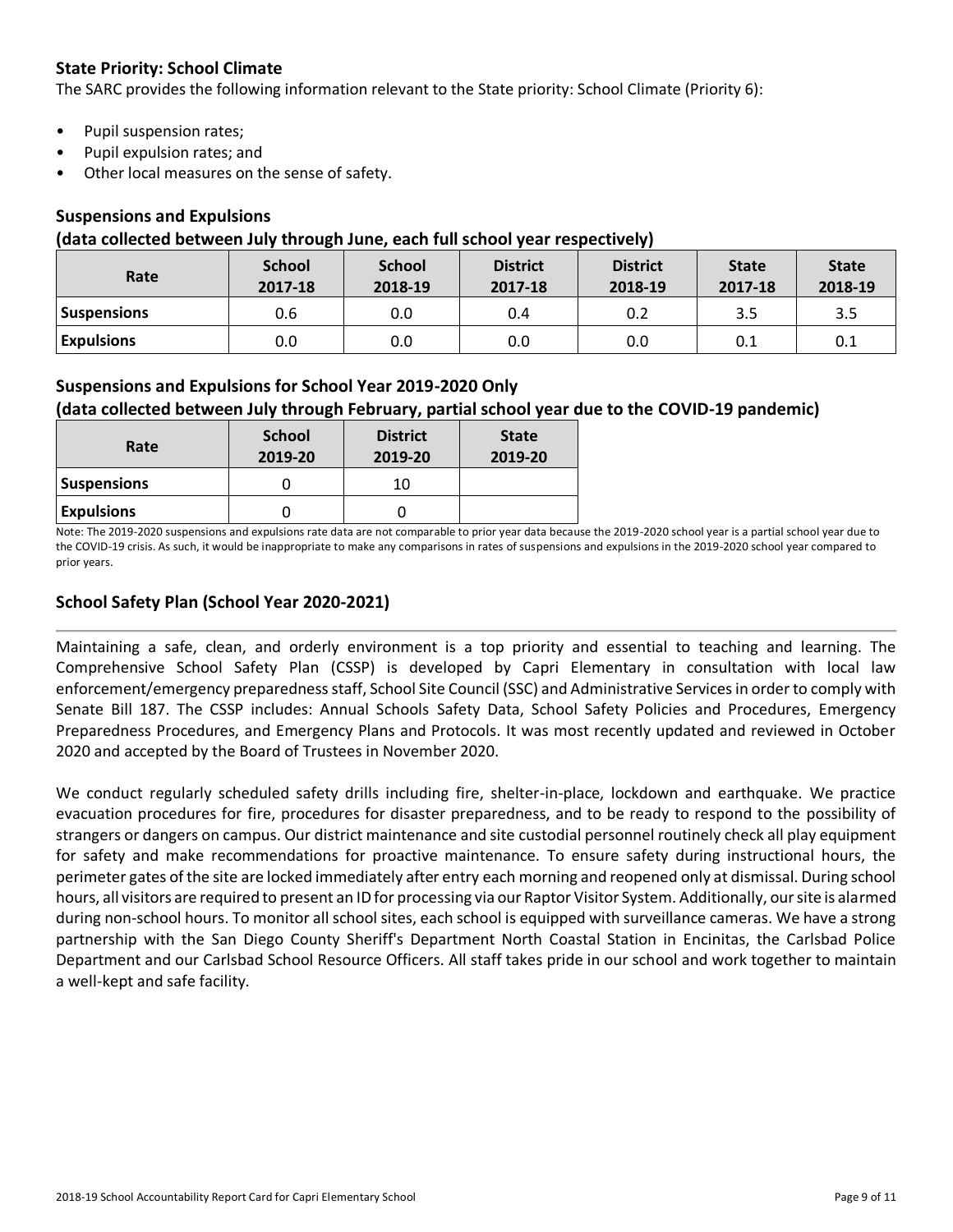### State Priority: School Climate

The SARC provides the following information relevant to the State priority: School Climate (Priority 6):

- Pupil suspension rates;
- Pupil expulsion rates; and
- Other local measures on the sense of safety.

### Suspensions and Expulsions

**(data collected between July through June, each full school year respectively)**

| Rate | School 2017-18 | School 2018-19 | District 2017-18 | District 2018-19 | State 2017-18 | State 2018-19 |
|---|---|---|---|---|---|---|
| Suspensions | 0.6 | 0.0 | 0.4 | 0.2 | 3.5 | 3.5 |
| Expulsions | 0.0 | 0.0 | 0.0 | 0.0 | 0.1 | 0.1 |

### Suspensions and Expulsions for School Year 2019-2020 Only

**(data collected between July through February, partial school year due to the COVID-19 pandemic)**

| Rate | School 2019-20 | District 2019-20 | State 2019-20 |
|---|---|---|---|
| Suspensions | 0 | 10 | |
| Expulsions | 0 | 0 | |

Note: The 2019-2020 suspensions and expulsions rate data are not comparable to prior year data because the 2019-2020 school year is a partial school year due to the COVID-19 crisis. As such, it would be inappropriate to make any comparisons in rates of suspensions and expulsions in the 2019-2020 school year compared to prior years.

### School Safety Plan (School Year 2020-2021)

Maintaining a safe, clean, and orderly environment is a top priority and essential to teaching and learning. The Comprehensive School Safety Plan (CSSP) is developed by Capri Elementary in consultation with local law enforcement/emergency preparedness staff, School Site Council (SSC) and Administrative Services in order to comply with Senate Bill 187. The CSSP includes: Annual Schools Safety Data, School Safety Policies and Procedures, Emergency Preparedness Procedures, and Emergency Plans and Protocols. It was most recently updated and reviewed in October 2020 and accepted by the Board of Trustees in November 2020.

We conduct regularly scheduled safety drills including fire, shelter-in-place, lockdown and earthquake. We practice evacuation procedures for fire, procedures for disaster preparedness, and to be ready to respond to the possibility of strangers or dangers on campus. Our district maintenance and site custodial personnel routinely check all play equipment for safety and make recommendations for proactive maintenance. To ensure safety during instructional hours, the perimeter gates of the site are locked immediately after entry each morning and reopened only at dismissal. During school hours, all visitors are required to present an ID for processing via our Raptor Visitor System. Additionally, our site is alarmed during non-school hours. To monitor all school sites, each school is equipped with surveillance cameras. We have a strong partnership with the San Diego County Sheriff's Department North Coastal Station in Encinitas, the Carlsbad Police Department and our Carlsbad School Resource Officers. All staff takes pride in our school and work together to maintain a well-kept and safe facility.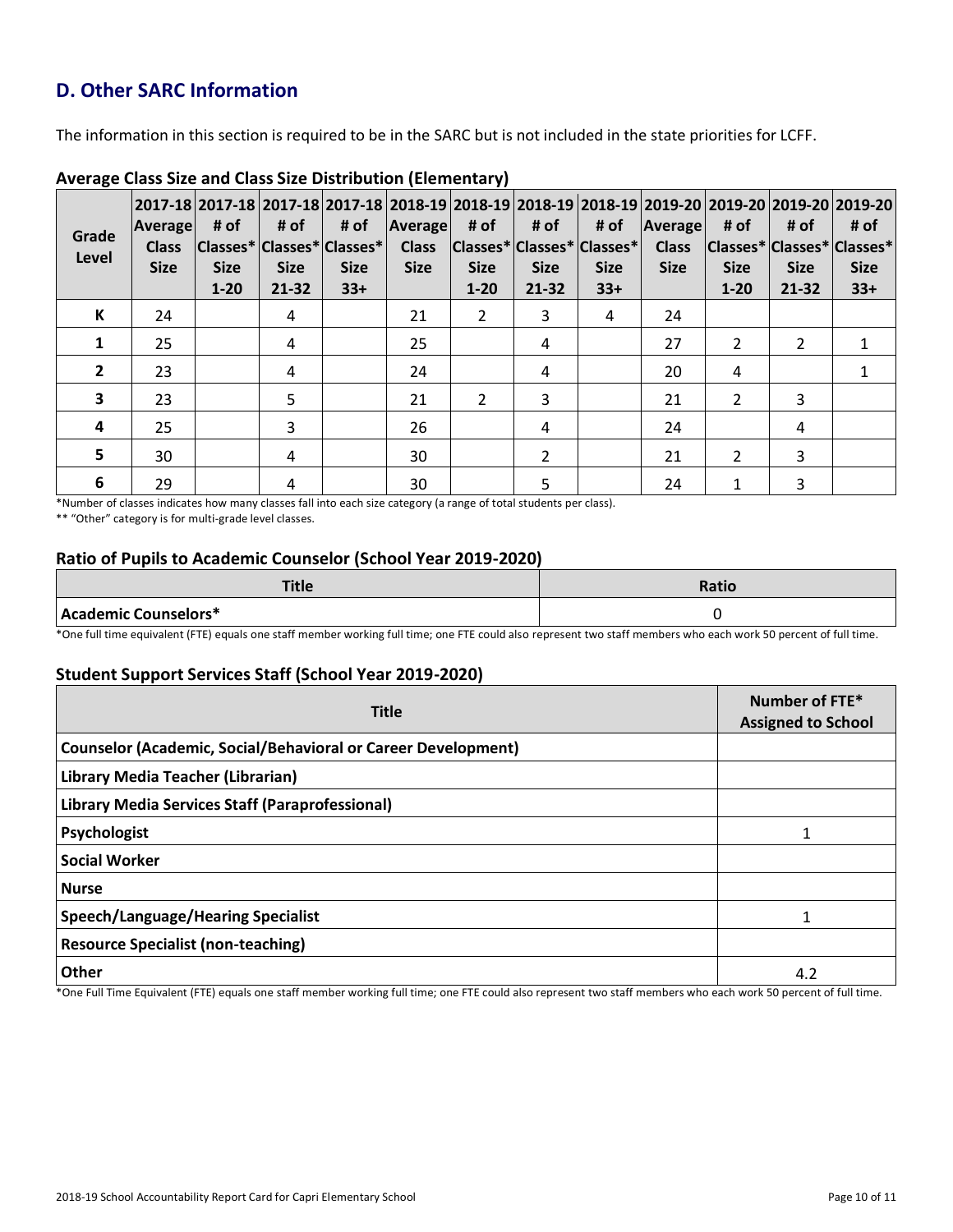## D. Other SARC Information

The information in this section is required to be in the SARC but is not included in the state priorities for LCFF.

### Average Class Size and Class Size Distribution (Elementary)

| Grade Level | 2017-18 Average Class Size | 2017-18 # of Classes* Size 1-20 | 2017-18 # of Classes* Size 21-32 | 2017-18 # of Classes* Size 33+ | 2018-19 Average Class Size | 2018-19 # of Classes* Size 1-20 | 2018-19 # of Classes* Size 21-32 | 2018-19 # of Classes* Size 33+ | 2019-20 Average Class Size | 2019-20 # of Classes* Size 1-20 | 2019-20 # of Classes* Size 21-32 | 2019-20 # of Classes* Size 33+ |
|---|---|---|---|---|---|---|---|---|---|---|---|---|
| K | 24 | | 4 | | 21 | 2 | 3 | 4 | 24 | | | |
| 1 | 25 | | 4 | | 25 | | 4 | | 27 | 2 | 2 | 1 |
| 2 | 23 | | 4 | | 24 | | 4 | | 20 | 4 | | 1 |
| 3 | 23 | | 5 | | 21 | 2 | 3 | | 21 | 2 | 3 | |
| 4 | 25 | | 3 | | 26 | | 4 | | 24 | | 4 | |
| 5 | 30 | | 4 | | 30 | | 2 | | 21 | 2 | 3 | |
| 6 | 29 | | 4 | | 30 | | 5 | | 24 | 1 | 3 | |

*Number of classes indicates how many classes fall into each size category (a range of total students per class).

** "Other" category is for multi-grade level classes.

### Ratio of Pupils to Academic Counselor (School Year 2019-2020)

| Title | Ratio |
|---|---|
| **Academic Counselors*** | 0 |

*One full time equivalent (FTE) equals one staff member working full time; one FTE could also represent two staff members who each work 50 percent of full time.

### Student Support Services Staff (School Year 2019-2020)

| Title | Number of FTE* Assigned to School |
|---|---|
| **Counselor (Academic, Social/Behavioral or Career Development)** | |
| **Library Media Teacher (Librarian)** | |
| **Library Media Services Staff (Paraprofessional)** | |
| **Psychologist** | 1 |
| **Social Worker** | |
| **Nurse** | |
| **Speech/Language/Hearing Specialist** | 1 |
| **Resource Specialist (non-teaching)** | |
| **Other** | 4.2 |

*One Full Time Equivalent (FTE) equals one staff member working full time; one FTE could also represent two staff members who each work 50 percent of full time.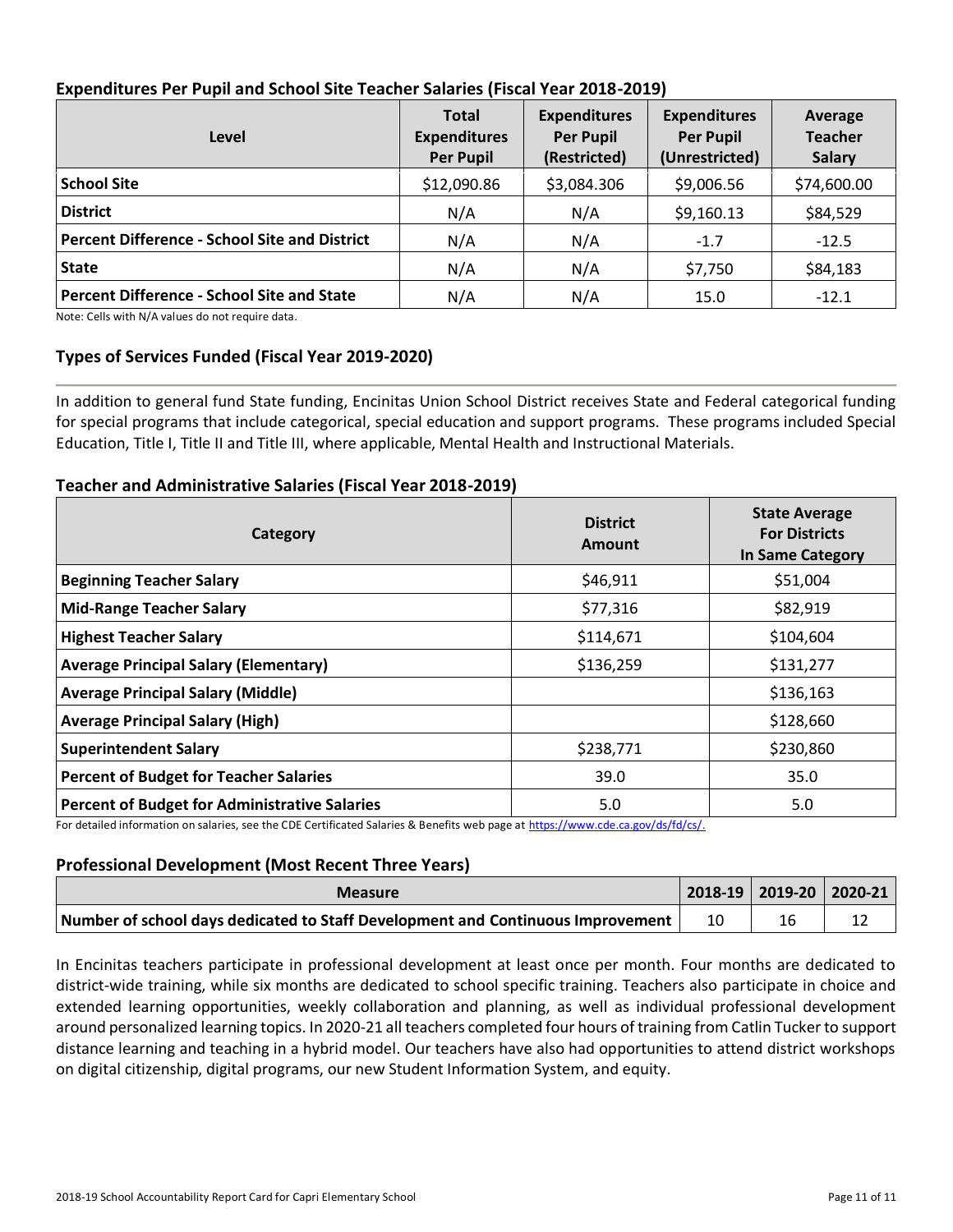### Expenditures Per Pupil and School Site Teacher Salaries (Fiscal Year 2018-2019)

| Level | Total Expenditures Per Pupil | Expenditures Per Pupil (Restricted) | Expenditures Per Pupil (Unrestricted) | Average Teacher Salary |
|---|---|---|---|---|
| **School Site** | $12,090.86 | $3,084.306 | $9,006.56 | $74,600.00 |
| **District** | N/A | N/A | $9,160.13 | $84,529 |
| **Percent Difference - School Site and District** | N/A | N/A | -1.7 | -12.5 |
| **State** | N/A | N/A | $7,750 | $84,183 |
| **Percent Difference - School Site and State** | N/A | N/A | 15.0 | -12.1 |

Note: Cells with N/A values do not require data.

### Types of Services Funded (Fiscal Year 2019-2020)

In addition to general fund State funding, Encinitas Union School District receives State and Federal categorical funding for special programs that include categorical, special education and support programs. These programs included Special Education, Title I, Title II and Title III, where applicable, Mental Health and Instructional Materials.

### Teacher and Administrative Salaries (Fiscal Year 2018-2019)

| Category | District Amount | State Average For Districts In Same Category |
|---|---|---|
| **Beginning Teacher Salary** | $46,911 | $51,004 |
| **Mid-Range Teacher Salary** | $77,316 | $82,919 |
| **Highest Teacher Salary** | $114,671 | $104,604 |
| **Average Principal Salary (Elementary)** | $136,259 | $131,277 |
| **Average Principal Salary (Middle)** | | $136,163 |
| **Average Principal Salary (High)** | | $128,660 |
| **Superintendent Salary** | $238,771 | $230,860 |
| **Percent of Budget for Teacher Salaries** | 39.0 | 35.0 |
| **Percent of Budget for Administrative Salaries** | 5.0 | 5.0 |

For detailed information on salaries, see the CDE Certificated Salaries & Benefits web page at https://www.cde.ca.gov/ds/fd/cs/.

### Professional Development (Most Recent Three Years)

| Measure | 2018-19 | 2019-20 | 2020-21 |
|---|---|---|---|
| **Number of school days dedicated to Staff Development and Continuous Improvement** | 10 | 16 | 12 |

In Encinitas teachers participate in professional development at least once per month. Four months are dedicated to district-wide training, while six months are dedicated to school specific training. Teachers also participate in choice and extended learning opportunities, weekly collaboration and planning, as well as individual professional development around personalized learning topics. In 2020-21 all teachers completed four hours of training from Catlin Tucker to support distance learning and teaching in a hybrid model. Our teachers have also had opportunities to attend district workshops on digital citizenship, digital programs, our new Student Information System, and equity.